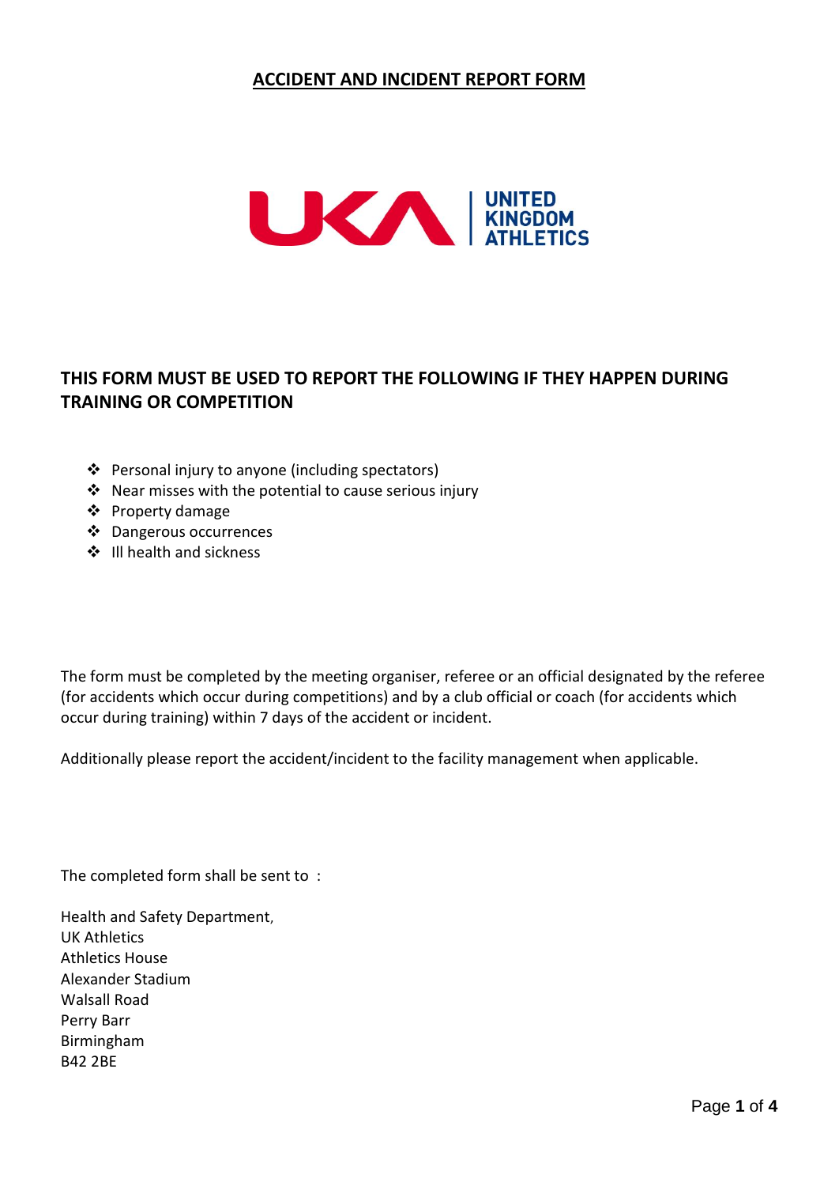# ACCIDENT AND INCIDENT REPORT FORM

UNITED KINGDOM ATHLETICS

## THIS FORM MUST BE USED TO REPORT THE FOLLOWING IF THEY HAPPEN DURING TRAINING OR COMPETITION

- Personal injury to anyone (including spectators)
- Near misses with the potential to cause serious injury
- Property damage
- Dangerous occurrences
- Ill health and sickness

The form must be completed by the meeting organiser, referee or an official designated by the referee (for accidents which occur during competitions) and by a club official or coach (for accidents which occur during training) within 7 days of the accident or incident.

Additionally please report the accident/incident to the facility management when applicable.

The completed form shall be sent to :

Health and Safety Department,
UK Athletics
Athletics House
Alexander Stadium
Walsall Road
Perry Barr
Birmingham
B42 2BE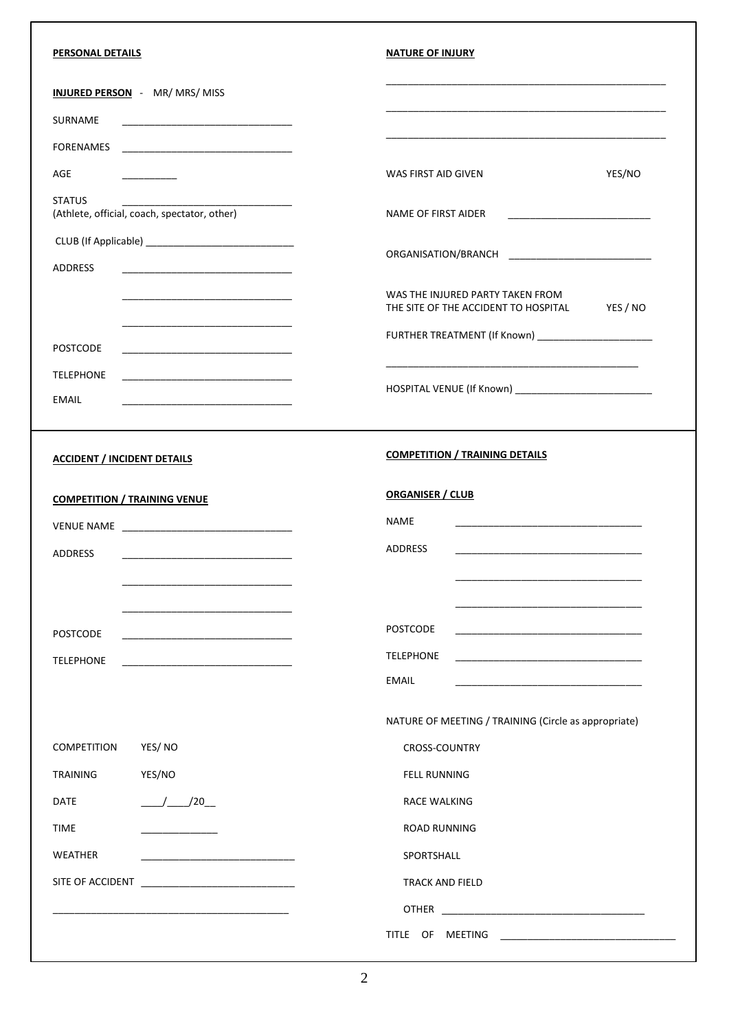**PERSONAL DETAILS**

**INJURED PERSON** - MR/ MRS/ MISS

SURNAME ______________________________

FORENAMES ______________________________

AGE __________

STATUS ______________________________
(Athlete, official, coach, spectator, other)

CLUB (If Applicable) ___________________________

ADDRESS ______________________________

______________________________

______________________________

POSTCODE ______________________________

TELEPHONE ______________________________

EMAIL ______________________________

**NATURE OF INJURY**

______________________________________________________

______________________________________________________

______________________________________________________

WAS FIRST AID GIVEN YES/NO

NAME OF FIRST AIDER ________________________

ORGANISATION/BRANCH ________________________

WAS THE INJURED PARTY TAKEN FROM THE SITE OF THE ACCIDENT TO HOSPITAL YES / NO

FURTHER TREATMENT (If Known) ______________________

______________________________________________

HOSPITAL VENUE (If Known) _________________________

**ACCIDENT / INCIDENT DETAILS**

**COMPETITION / TRAINING VENUE**

VENUE NAME ______________________________

ADDRESS ______________________________

______________________________

______________________________

POSTCODE ______________________________

TELEPHONE ______________________________

COMPETITION YES/ NO

TRAINING YES/NO

DATE ____/____/20__

TIME ______________

WEATHER ____________________________

SITE OF ACCIDENT ____________________________

_____________________________________________

**COMPETITION / TRAINING DETAILS**

**ORGANISER / CLUB**

NAME ________________________________

ADDRESS ________________________________

________________________________

________________________________

POSTCODE ________________________________

TELEPHONE ________________________________

EMAIL ________________________________

NATURE OF MEETING / TRAINING (Circle as appropriate)

- CROSS-COUNTRY
- FELL RUNNING
- RACE WALKING
- ROAD RUNNING
- SPORTSHALL
- TRACK AND FIELD
- OTHER _____________________________________

TITLE OF MEETING ______________________________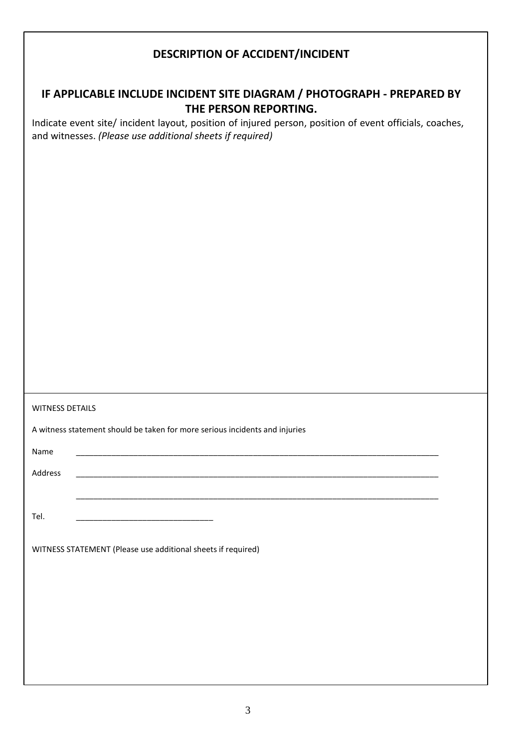## DESCRIPTION OF ACCIDENT/INCIDENT

### IF APPLICABLE INCLUDE INCIDENT SITE DIAGRAM / PHOTOGRAPH - PREPARED BY THE PERSON REPORTING.

Indicate event site/ incident layout, position of injured person, position of event officials, coaches, and witnesses. *(Please use additional sheets if required)*

WITNESS DETAILS

A witness statement should be taken for more serious incidents and injuries

Name ___________________________________________________________________________________

Address ___________________________________________________________________________________

___________________________________________________________________________________

Tel. _______________________________

WITNESS STATEMENT (Please use additional sheets if required)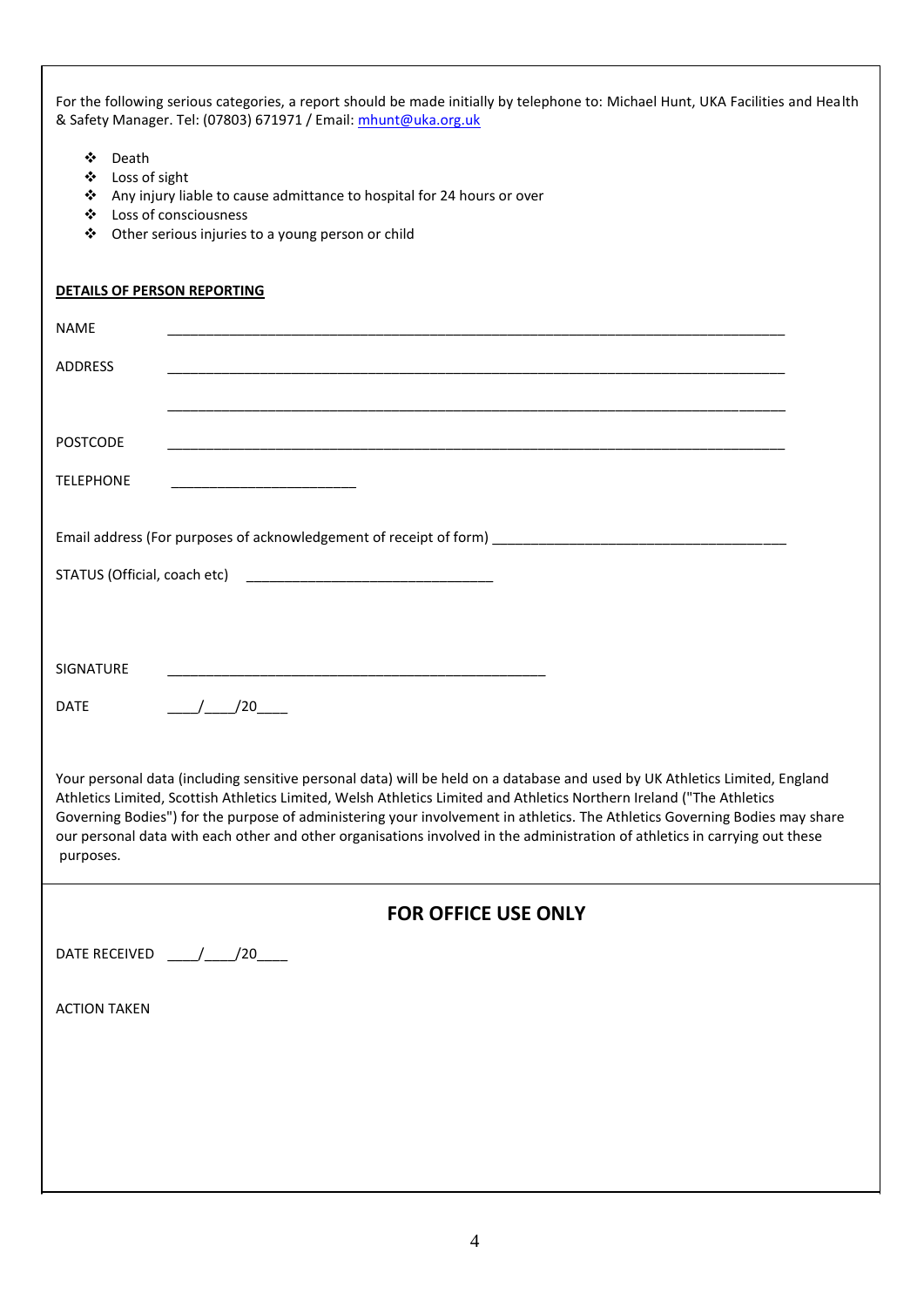For the following serious categories, a report should be made initially by telephone to: Michael Hunt, UKA Facilities and Health & Safety Manager. Tel: (07803) 671971 / Email: mhunt@uka.org.uk

- Death
- Loss of sight
- Any injury liable to cause admittance to hospital for 24 hours or over
- Loss of consciousness
- Other serious injuries to a young person or child

**DETAILS OF PERSON REPORTING**

NAME ______________________________________________________________________________

ADDRESS ______________________________________________________________________________

______________________________________________________________________________

POSTCODE ______________________________________________________________________________

TELEPHONE ________________________

Email address (For purposes of acknowledgement of receipt of form) ______________________________________

STATUS (Official, coach etc) ________________________________

SIGNATURE __________________________________________________

DATE ____/____/20____

Your personal data (including sensitive personal data) will be held on a database and used by UK Athletics Limited, England Athletics Limited, Scottish Athletics Limited, Welsh Athletics Limited and Athletics Northern Ireland ("The Athletics Governing Bodies") for the purpose of administering your involvement in athletics. The Athletics Governing Bodies may share our personal data with each other and other organisations involved in the administration of athletics in carrying out these purposes.

## FOR OFFICE USE ONLY

DATE RECEIVED ____/____/20____

ACTION TAKEN